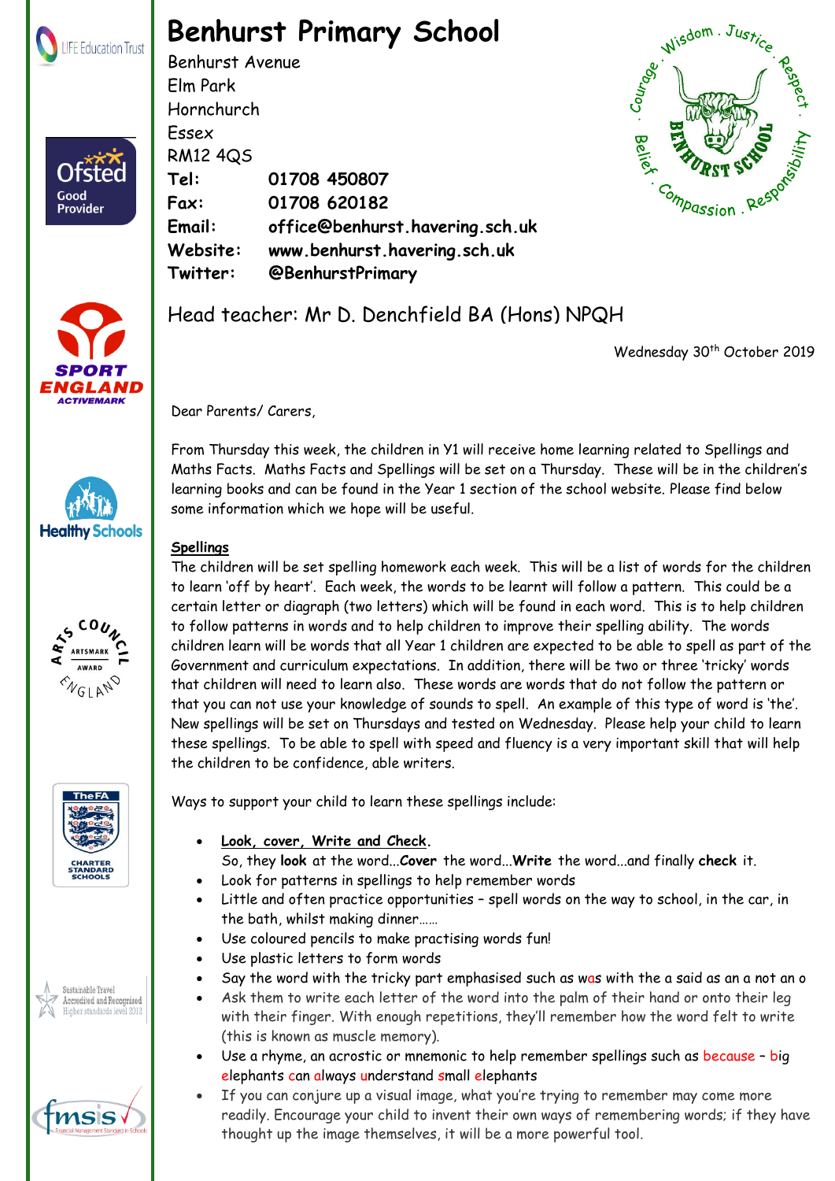# Benhurst Primary School

Benhurst Avenue
Elm Park
Hornchurch
Essex
RM12 4QS

**Tel:** 01708 450807
**Fax:** 01708 620182
**Email:** office@benhurst.havering.sch.uk
**Website:** www.benhurst.havering.sch.uk
**Twitter:** @BenhurstPrimary

Head teacher: Mr D. Denchfield BA (Hons) NPQH

Wednesday 30th October 2019

Dear Parents/ Carers,

From Thursday this week, the children in Y1 will receive home learning related to Spellings and Maths Facts. Maths Facts and Spellings will be set on a Thursday. These will be in the children's learning books and can be found in the Year 1 section of the school website. Please find below some information which we hope will be useful.

**Spellings**

The children will be set spelling homework each week. This will be a list of words for the children to learn 'off by heart'. Each week, the words to be learnt will follow a pattern. This could be a certain letter or diagraph (two letters) which will be found in each word. This is to help children to follow patterns in words and to help children to improve their spelling ability. The words children learn will be words that all Year 1 children are expected to be able to spell as part of the Government and curriculum expectations. In addition, there will be two or three 'tricky' words that children will need to learn also. These words are words that do not follow the pattern or that you can not use your knowledge of sounds to spell. An example of this type of word is 'the'. New spellings will be set on Thursdays and tested on Wednesday. Please help your child to learn these spellings. To be able to spell with speed and fluency is a very important skill that will help the children to be confidence, able writers.

Ways to support your child to learn these spellings include:

- **Look, cover, Write and Check.**
  So, they **look** at the word...**Cover** the word...**Write** the word...and finally **check** it.
- Look for patterns in spellings to help remember words
- Little and often practice opportunities – spell words on the way to school, in the car, in the bath, whilst making dinner……
- Use coloured pencils to make practising words fun!
- Use plastic letters to form words
- Say the word with the tricky part emphasised such as was with the a said as an a not an o
- Ask them to write each letter of the word into the palm of their hand or onto their leg with their finger. With enough repetitions, they'll remember how the word felt to write (this is known as muscle memory).
- Use a rhyme, an acrostic or mnemonic to help remember spellings such as because – big elephants can always understand small elephants
- If you can conjure up a visual image, what you're trying to remember may come more readily. Encourage your child to invent their own ways of remembering words; if they have thought up the image themselves, it will be a more powerful tool.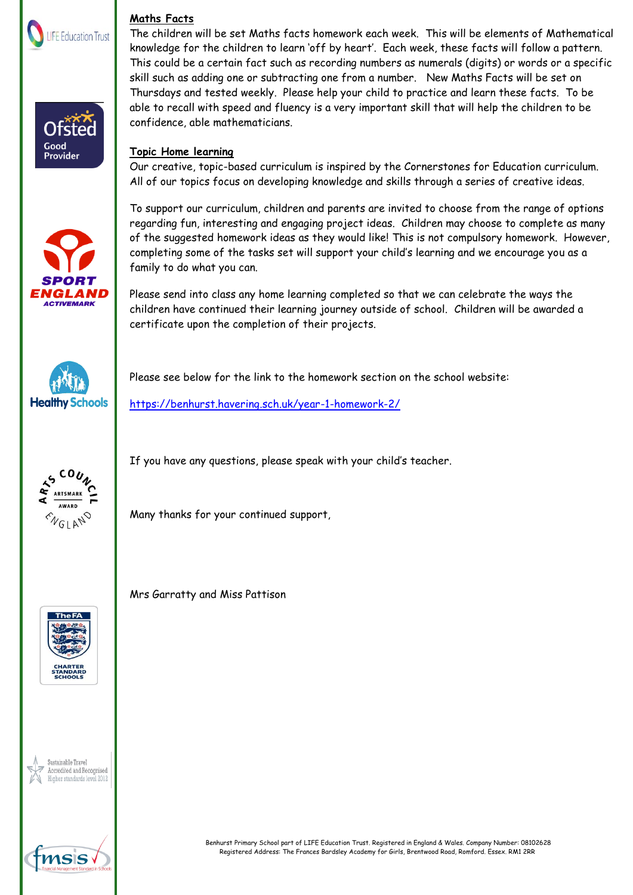## Maths Facts

The children will be set Maths facts homework each week. This will be elements of Mathematical knowledge for the children to learn 'off by heart'. Each week, these facts will follow a pattern. This could be a certain fact such as recording numbers as numerals (digits) or words or a specific skill such as adding one or subtracting one from a number. New Maths Facts will be set on Thursdays and tested weekly. Please help your child to practice and learn these facts. To be able to recall with speed and fluency is a very important skill that will help the children to be confidence, able mathematicians.

## Topic Home learning

Our creative, topic-based curriculum is inspired by the Cornerstones for Education curriculum. All of our topics focus on developing knowledge and skills through a series of creative ideas.

To support our curriculum, children and parents are invited to choose from the range of options regarding fun, interesting and engaging project ideas. Children may choose to complete as many of the suggested homework ideas as they would like! This is not compulsory homework. However, completing some of the tasks set will support your child's learning and we encourage you as a family to do what you can.

Please send into class any home learning completed so that we can celebrate the ways the children have continued their learning journey outside of school. Children will be awarded a certificate upon the completion of their projects.

Please see below for the link to the homework section on the school website:

https://benhurst.havering.sch.uk/year-1-homework-2/

If you have any questions, please speak with your child's teacher.

Many thanks for your continued support,

Mrs Garratty and Miss Pattison

Benhurst Primary School part of LIFE Education Trust. Registered in England & Wales. Company Number: 08102628
Registered Address: The Frances Bardsley Academy for Girls, Brentwood Road, Romford. Essex. RM1 2RR